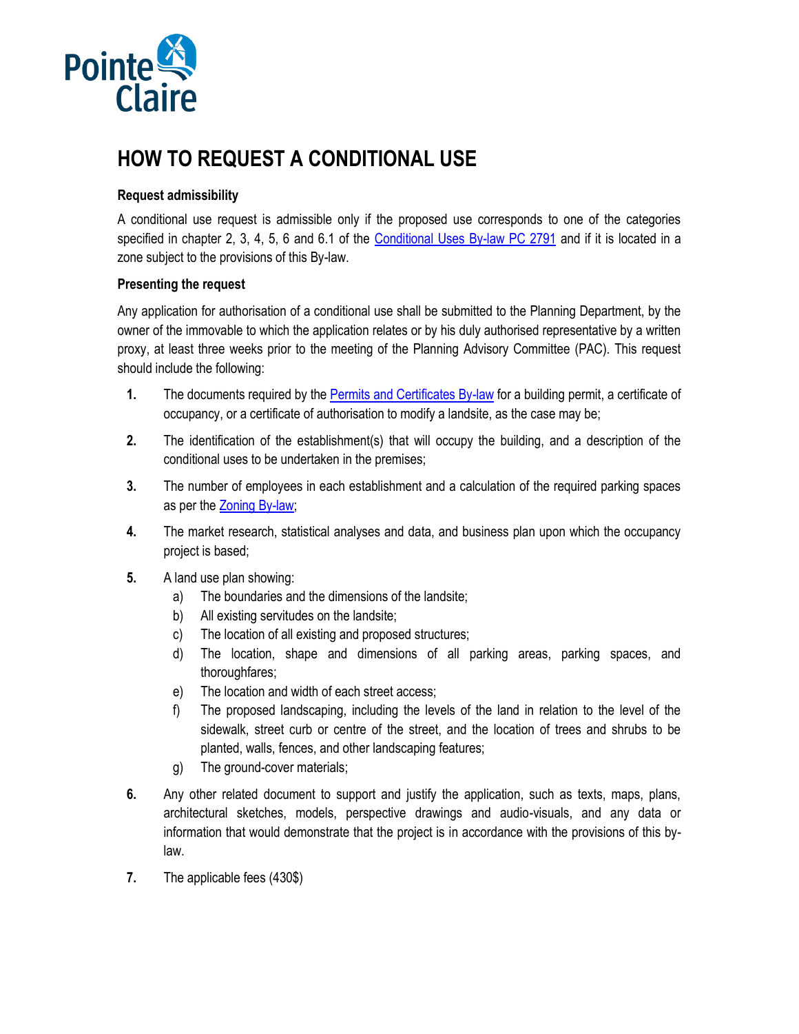# HOW TO REQUEST A CONDITIONAL USE

**Request admissibility**

A conditional use request is admissible only if the proposed use corresponds to one of the categories specified in chapter 2, 3, 4, 5, 6 and 6.1 of the Conditional Uses By-law PC 2791 and if it is located in a zone subject to the provisions of this By-law.

**Presenting the request**

Any application for authorisation of a conditional use shall be submitted to the Planning Department, by the owner of the immovable to which the application relates or by his duly authorised representative by a written proxy, at least three weeks prior to the meeting of the Planning Advisory Committee (PAC). This request should include the following:

1. The documents required by the Permits and Certificates By-law for a building permit, a certificate of occupancy, or a certificate of authorisation to modify a landsite, as the case may be;
2. The identification of the establishment(s) that will occupy the building, and a description of the conditional uses to be undertaken in the premises;
3. The number of employees in each establishment and a calculation of the required parking spaces as per the Zoning By-law;
4. The market research, statistical analyses and data, and business plan upon which the occupancy project is based;
5. A land use plan showing:
   a) The boundaries and the dimensions of the landsite;
   b) All existing servitudes on the landsite;
   c) The location of all existing and proposed structures;
   d) The location, shape and dimensions of all parking areas, parking spaces, and thoroughfares;
   e) The location and width of each street access;
   f) The proposed landscaping, including the levels of the land in relation to the level of the sidewalk, street curb or centre of the street, and the location of trees and shrubs to be planted, walls, fences, and other landscaping features;
   g) The ground-cover materials;
6. Any other related document to support and justify the application, such as texts, maps, plans, architectural sketches, models, perspective drawings and audio-visuals, and any data or information that would demonstrate that the project is in accordance with the provisions of this by-law.
7. The applicable fees (430$)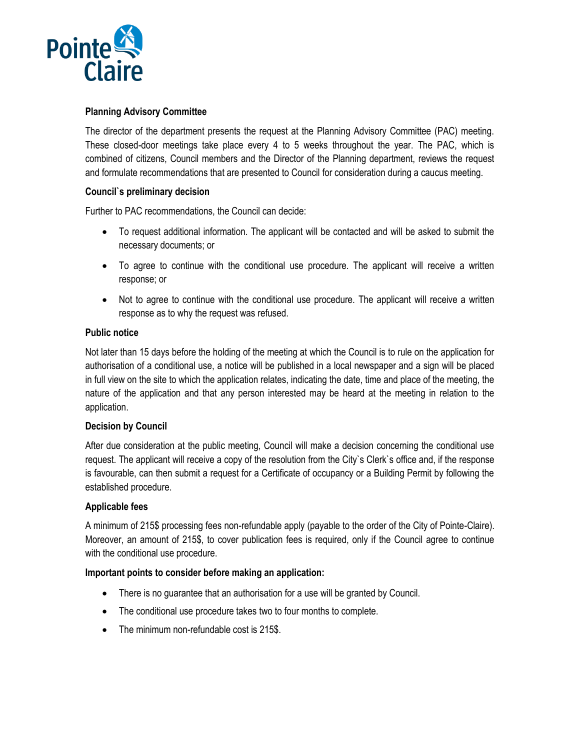**Planning Advisory Committee**

The director of the department presents the request at the Planning Advisory Committee (PAC) meeting. These closed-door meetings take place every 4 to 5 weeks throughout the year. The PAC, which is combined of citizens, Council members and the Director of the Planning department, reviews the request and formulate recommendations that are presented to Council for consideration during a caucus meeting.

**Council`s preliminary decision**

Further to PAC recommendations, the Council can decide:

- To request additional information. The applicant will be contacted and will be asked to submit the necessary documents; or
- To agree to continue with the conditional use procedure. The applicant will receive a written response; or
- Not to agree to continue with the conditional use procedure. The applicant will receive a written response as to why the request was refused.

**Public notice**

Not later than 15 days before the holding of the meeting at which the Council is to rule on the application for authorisation of a conditional use, a notice will be published in a local newspaper and a sign will be placed in full view on the site to which the application relates, indicating the date, time and place of the meeting, the nature of the application and that any person interested may be heard at the meeting in relation to the application.

**Decision by Council**

After due consideration at the public meeting, Council will make a decision concerning the conditional use request. The applicant will receive a copy of the resolution from the City`s Clerk`s office and, if the response is favourable, can then submit a request for a Certificate of occupancy or a Building Permit by following the established procedure.

**Applicable fees**

A minimum of 215$ processing fees non-refundable apply (payable to the order of the City of Pointe-Claire). Moreover, an amount of 215$, to cover publication fees is required, only if the Council agree to continue with the conditional use procedure.

**Important points to consider before making an application:**

- There is no guarantee that an authorisation for a use will be granted by Council.
- The conditional use procedure takes two to four months to complete.
- The minimum non-refundable cost is 215$.